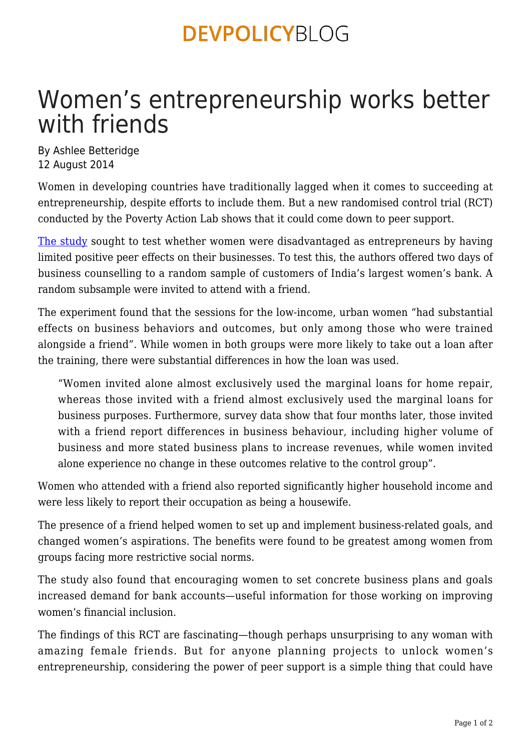DEVPOLICYBLOG

# Women's entrepreneurship works better with friends

By Ashlee Betteridge
12 August 2014

Women in developing countries have traditionally lagged when it comes to succeeding at entrepreneurship, despite efforts to include them. But a new randomised control trial (RCT) conducted by the Poverty Action Lab shows that it could come down to peer support.

[The study](#) sought to test whether women were disadvantaged as entrepreneurs by having limited positive peer effects on their businesses. To test this, the authors offered two days of business counselling to a random sample of customers of India's largest women's bank. A random subsample were invited to attend with a friend.

The experiment found that the sessions for the low-income, urban women "had substantial effects on business behaviors and outcomes, but only among those who were trained alongside a friend". While women in both groups were more likely to take out a loan after the training, there were substantial differences in how the loan was used.

> "Women invited alone almost exclusively used the marginal loans for home repair, whereas those invited with a friend almost exclusively used the marginal loans for business purposes. Furthermore, survey data show that four months later, those invited with a friend report differences in business behaviour, including higher volume of business and more stated business plans to increase revenues, while women invited alone experience no change in these outcomes relative to the control group".

Women who attended with a friend also reported significantly higher household income and were less likely to report their occupation as being a housewife.

The presence of a friend helped women to set up and implement business-related goals, and changed women's aspirations. The benefits were found to be greatest among women from groups facing more restrictive social norms.

The study also found that encouraging women to set concrete business plans and goals increased demand for bank accounts—useful information for those working on improving women's financial inclusion.

The findings of this RCT are fascinating—though perhaps unsurprising to any woman with amazing female friends. But for anyone planning projects to unlock women's entrepreneurship, considering the power of peer support is a simple thing that could have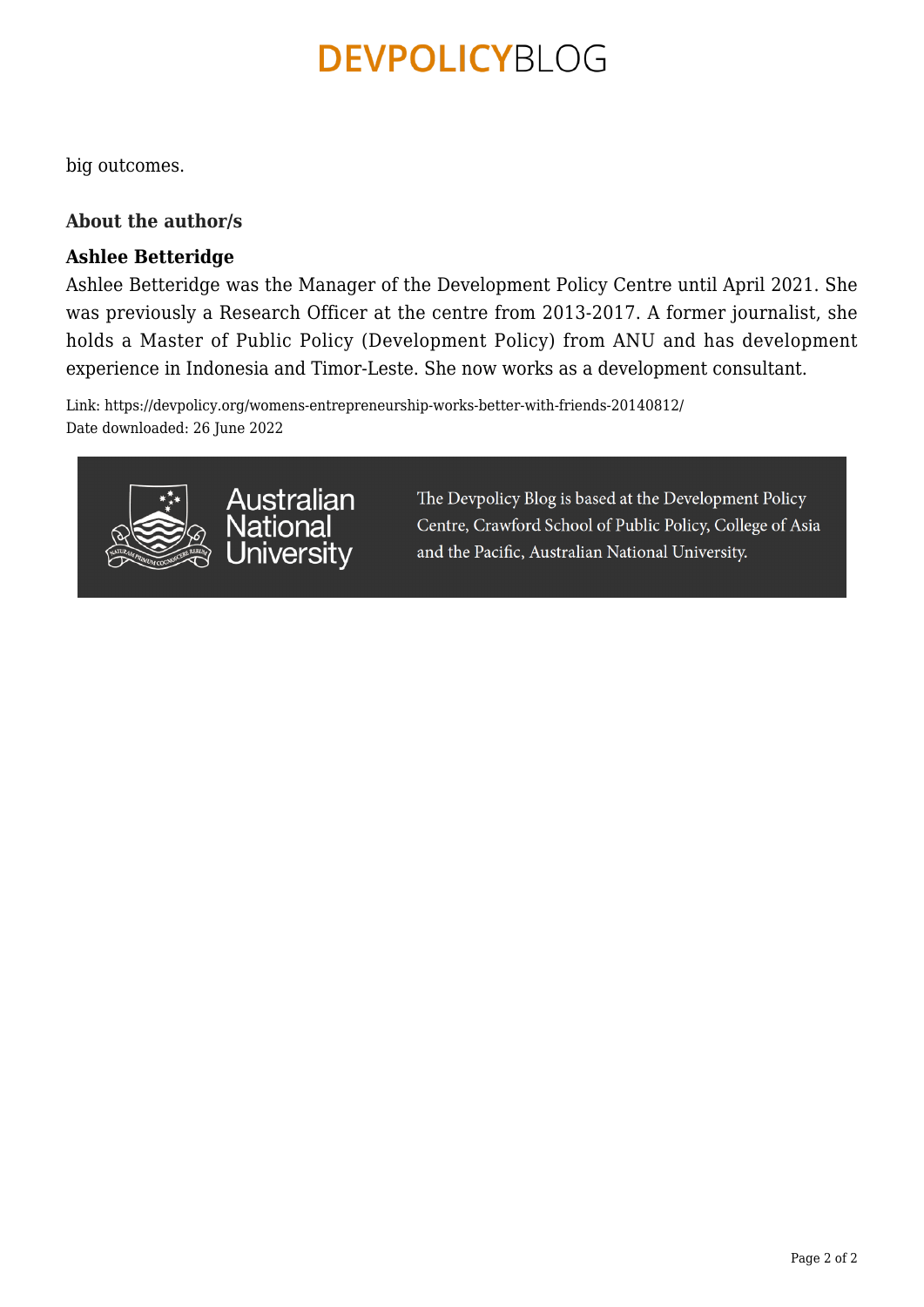big outcomes.

### About the author/s

**Ashlee Betteridge**

Ashlee Betteridge was the Manager of the Development Policy Centre until April 2021. She was previously a Research Officer at the centre from 2013-2017. A former journalist, she holds a Master of Public Policy (Development Policy) from ANU and has development experience in Indonesia and Timor-Leste. She now works as a development consultant.

Link: https://devpolicy.org/womens-entrepreneurship-works-better-with-friends-20140812/
Date downloaded: 26 June 2022

Australian National University

The Devpolicy Blog is based at the Development Policy Centre, Crawford School of Public Policy, College of Asia and the Pacific, Australian National University.